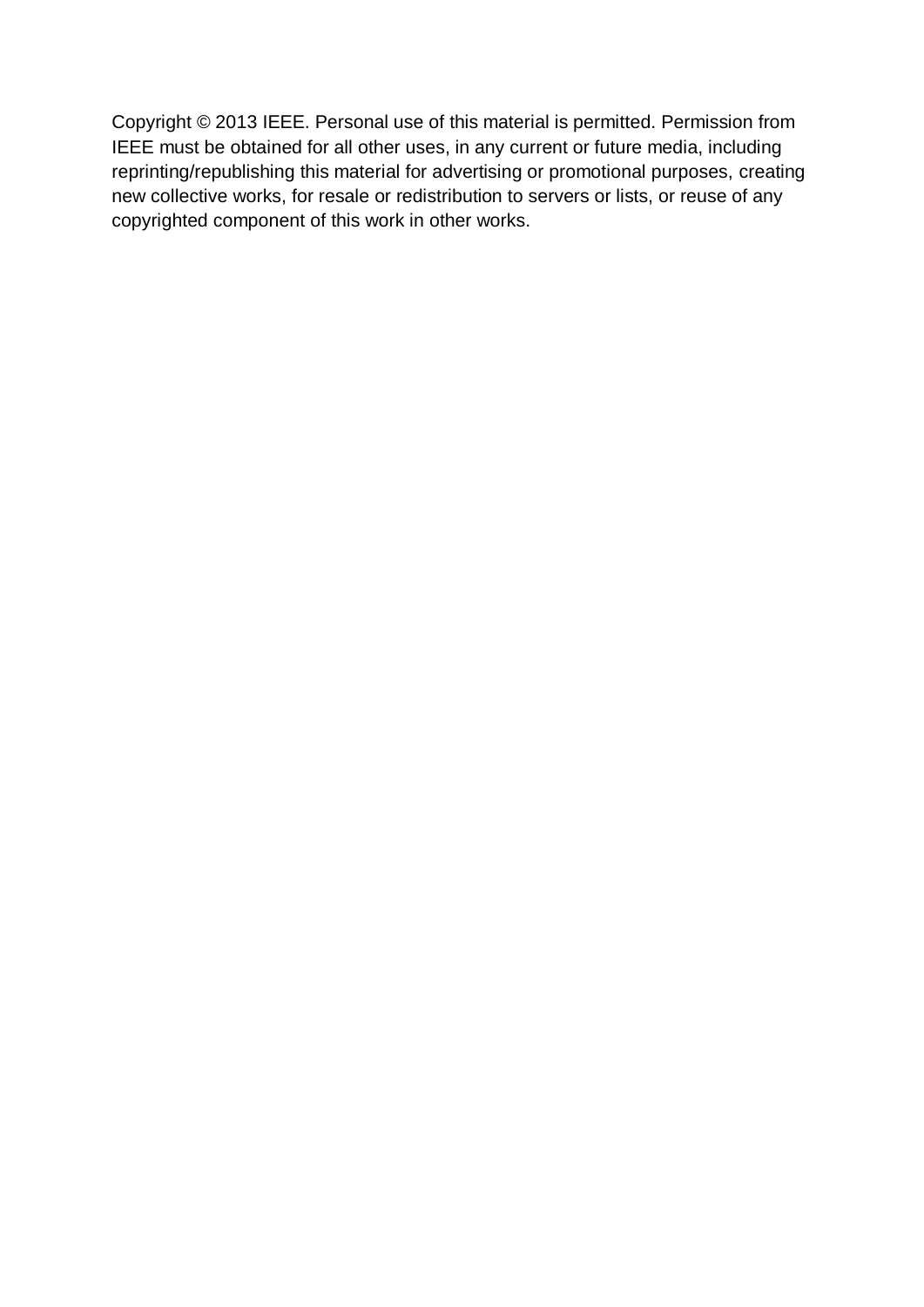Copyright © 2013 IEEE. Personal use of this material is permitted. Permission from IEEE must be obtained for all other uses, in any current or future media, including reprinting/republishing this material for advertising or promotional purposes, creating new collective works, for resale or redistribution to servers or lists, or reuse of any copyrighted component of this work in other works.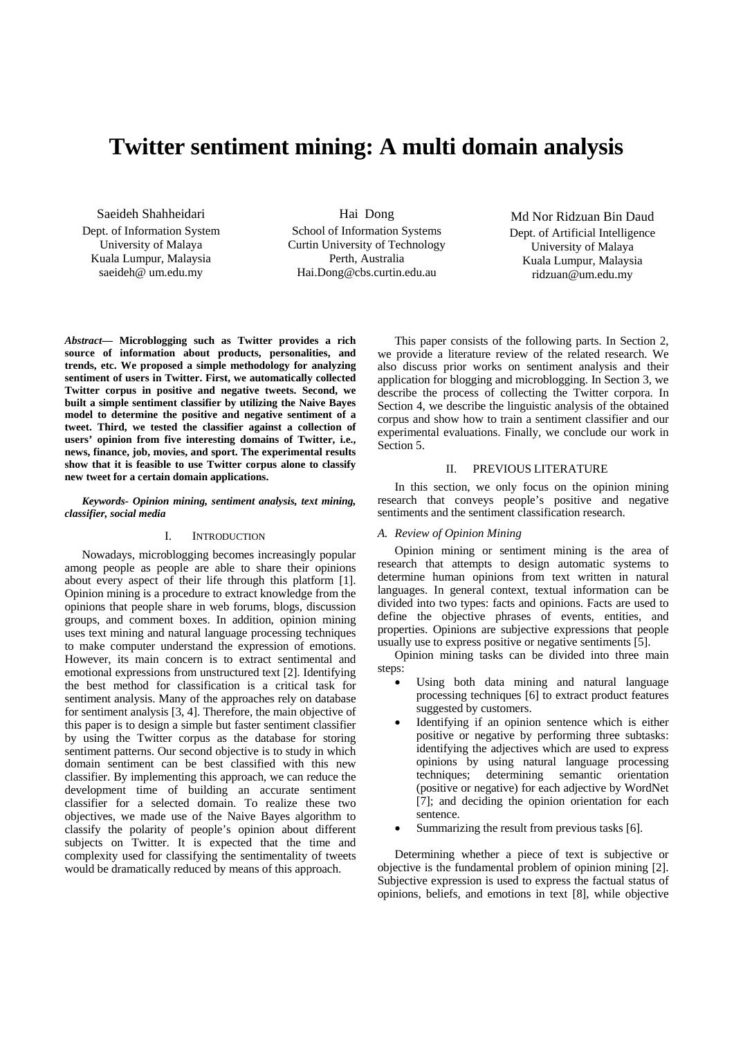# Twitter sentiment mining: A multi domain analysis

Saeideh Shahheidari
Dept. of Information System
University of Malaya
Kuala Lumpur, Malaysia
saeideh@ um.edu.my

Hai Dong
School of Information Systems
Curtin University of Technology
Perth, Australia
Hai.Dong@cbs.curtin.edu.au

Md Nor Ridzuan Bin Daud
Dept. of Artificial Intelligence
University of Malaya
Kuala Lumpur, Malaysia
ridzuan@um.edu.my

***Abstract*— Microblogging such as Twitter provides a rich source of information about products, personalities, and trends, etc. We proposed a simple methodology for analyzing sentiment of users in Twitter. First, we automatically collected Twitter corpus in positive and negative tweets. Second, we built a simple sentiment classifier by utilizing the Naive Bayes model to determine the positive and negative sentiment of a tweet. Third, we tested the classifier against a collection of users' opinion from five interesting domains of Twitter, i.e., news, finance, job, movies, and sport. The experimental results show that it is feasible to use Twitter corpus alone to classify new tweet for a certain domain applications.**

***Keywords- Opinion mining, sentiment analysis, text mining, classifier, social media***

## I. Introduction

Nowadays, microblogging becomes increasingly popular among people as people are able to share their opinions about every aspect of their life through this platform [1]. Opinion mining is a procedure to extract knowledge from the opinions that people share in web forums, blogs, discussion groups, and comment boxes. In addition, opinion mining uses text mining and natural language processing techniques to make computer understand the expression of emotions. However, its main concern is to extract sentimental and emotional expressions from unstructured text [2]. Identifying the best method for classification is a critical task for sentiment analysis. Many of the approaches rely on database for sentiment analysis [3, 4]. Therefore, the main objective of this paper is to design a simple but faster sentiment classifier by using the Twitter corpus as the database for storing sentiment patterns. Our second objective is to study in which domain sentiment can be best classified with this new classifier. By implementing this approach, we can reduce the development time of building an accurate sentiment classifier for a selected domain. To realize these two objectives, we made use of the Naive Bayes algorithm to classify the polarity of people's opinion about different subjects on Twitter. It is expected that the time and complexity used for classifying the sentimentality of tweets would be dramatically reduced by means of this approach.

This paper consists of the following parts. In Section 2, we provide a literature review of the related research. We also discuss prior works on sentiment analysis and their application for blogging and microblogging. In Section 3, we describe the process of collecting the Twitter corpora. In Section 4, we describe the linguistic analysis of the obtained corpus and show how to train a sentiment classifier and our experimental evaluations. Finally, we conclude our work in Section 5.

## II. Previous Literature

In this section, we only focus on the opinion mining research that conveys people's positive and negative sentiments and the sentiment classification research.

### *A. Review of Opinion Mining*

Opinion mining or sentiment mining is the area of research that attempts to design automatic systems to determine human opinions from text written in natural languages. In general context, textual information can be divided into two types: facts and opinions. Facts are used to define the objective phrases of events, entities, and properties. Opinions are subjective expressions that people usually use to express positive or negative sentiments [5].

Opinion mining tasks can be divided into three main steps:

- Using both data mining and natural language processing techniques [6] to extract product features suggested by customers.
- Identifying if an opinion sentence which is either positive or negative by performing three subtasks: identifying the adjectives which are used to express opinions by using natural language processing techniques; determining semantic orientation (positive or negative) for each adjective by WordNet [7]; and deciding the opinion orientation for each sentence.
- Summarizing the result from previous tasks [6].

Determining whether a piece of text is subjective or objective is the fundamental problem of opinion mining [2]. Subjective expression is used to express the factual status of opinions, beliefs, and emotions in text [8], while objective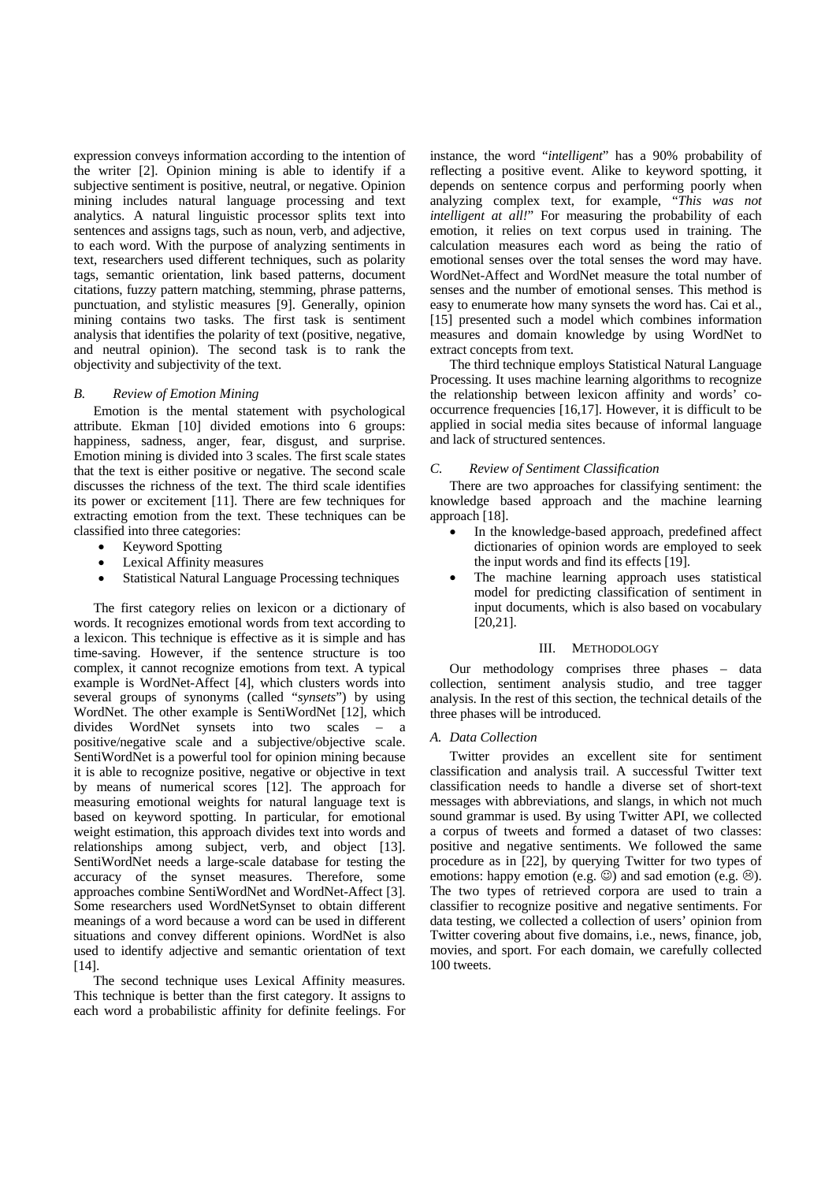expression conveys information according to the intention of the writer [2]. Opinion mining is able to identify if a subjective sentiment is positive, neutral, or negative. Opinion mining includes natural language processing and text analytics. A natural linguistic processor splits text into sentences and assigns tags, such as noun, verb, and adjective, to each word. With the purpose of analyzing sentiments in text, researchers used different techniques, such as polarity tags, semantic orientation, link based patterns, document citations, fuzzy pattern matching, stemming, phrase patterns, punctuation, and stylistic measures [9]. Generally, opinion mining contains two tasks. The first task is sentiment analysis that identifies the polarity of text (positive, negative, and neutral opinion). The second task is to rank the objectivity and subjectivity of the text.

### *B. Review of Emotion Mining*

Emotion is the mental statement with psychological attribute. Ekman [10] divided emotions into 6 groups: happiness, sadness, anger, fear, disgust, and surprise. Emotion mining is divided into 3 scales. The first scale states that the text is either positive or negative. The second scale discusses the richness of the text. The third scale identifies its power or excitement [11]. There are few techniques for extracting emotion from the text. These techniques can be classified into three categories:

- Keyword Spotting
- Lexical Affinity measures
- Statistical Natural Language Processing techniques

The first category relies on lexicon or a dictionary of words. It recognizes emotional words from text according to a lexicon. This technique is effective as it is simple and has time-saving. However, if the sentence structure is too complex, it cannot recognize emotions from text. A typical example is WordNet-Affect [4], which clusters words into several groups of synonyms (called "*synsets*") by using WordNet. The other example is SentiWordNet [12], which divides WordNet synsets into two scales – a positive/negative scale and a subjective/objective scale. SentiWordNet is a powerful tool for opinion mining because it is able to recognize positive, negative or objective in text by means of numerical scores [12]. The approach for measuring emotional weights for natural language text is based on keyword spotting. In particular, for emotional weight estimation, this approach divides text into words and relationships among subject, verb, and object [13]. SentiWordNet needs a large-scale database for testing the accuracy of the synset measures. Therefore, some approaches combine SentiWordNet and WordNet-Affect [3]. Some researchers used WordNetSynset to obtain different meanings of a word because a word can be used in different situations and convey different opinions. WordNet is also used to identify adjective and semantic orientation of text [14].

The second technique uses Lexical Affinity measures. This technique is better than the first category. It assigns to each word a probabilistic affinity for definite feelings. For instance, the word "*intelligent*" has a 90% probability of reflecting a positive event. Alike to keyword spotting, it depends on sentence corpus and performing poorly when analyzing complex text, for example, "*This was not intelligent at all!*" For measuring the probability of each emotion, it relies on text corpus used in training. The calculation measures each word as being the ratio of emotional senses over the total senses the word may have. WordNet-Affect and WordNet measure the total number of senses and the number of emotional senses. This method is easy to enumerate how many synsets the word has. Cai et al., [15] presented such a model which combines information measures and domain knowledge by using WordNet to extract concepts from text.

The third technique employs Statistical Natural Language Processing. It uses machine learning algorithms to recognize the relationship between lexicon affinity and words' co-occurrence frequencies [16,17]. However, it is difficult to be applied in social media sites because of informal language and lack of structured sentences.

### *C. Review of Sentiment Classification*

There are two approaches for classifying sentiment: the knowledge based approach and the machine learning approach [18].

- In the knowledge-based approach, predefined affect dictionaries of opinion words are employed to seek the input words and find its effects [19].
- The machine learning approach uses statistical model for predicting classification of sentiment in input documents, which is also based on vocabulary [20,21].

## III. Methodology

Our methodology comprises three phases – data collection, sentiment analysis studio, and tree tagger analysis. In the rest of this section, the technical details of the three phases will be introduced.

### *A. Data Collection*

Twitter provides an excellent site for sentiment classification and analysis trail. A successful Twitter text classification needs to handle a diverse set of short-text messages with abbreviations, and slangs, in which not much sound grammar is used. By using Twitter API, we collected a corpus of tweets and formed a dataset of two classes: positive and negative sentiments. We followed the same procedure as in [22], by querying Twitter for two types of emotions: happy emotion (e.g. ☺) and sad emotion (e.g. ☹). The two types of retrieved corpora are used to train a classifier to recognize positive and negative sentiments. For data testing, we collected a collection of users' opinion from Twitter covering about five domains, i.e., news, finance, job, movies, and sport. For each domain, we carefully collected 100 tweets.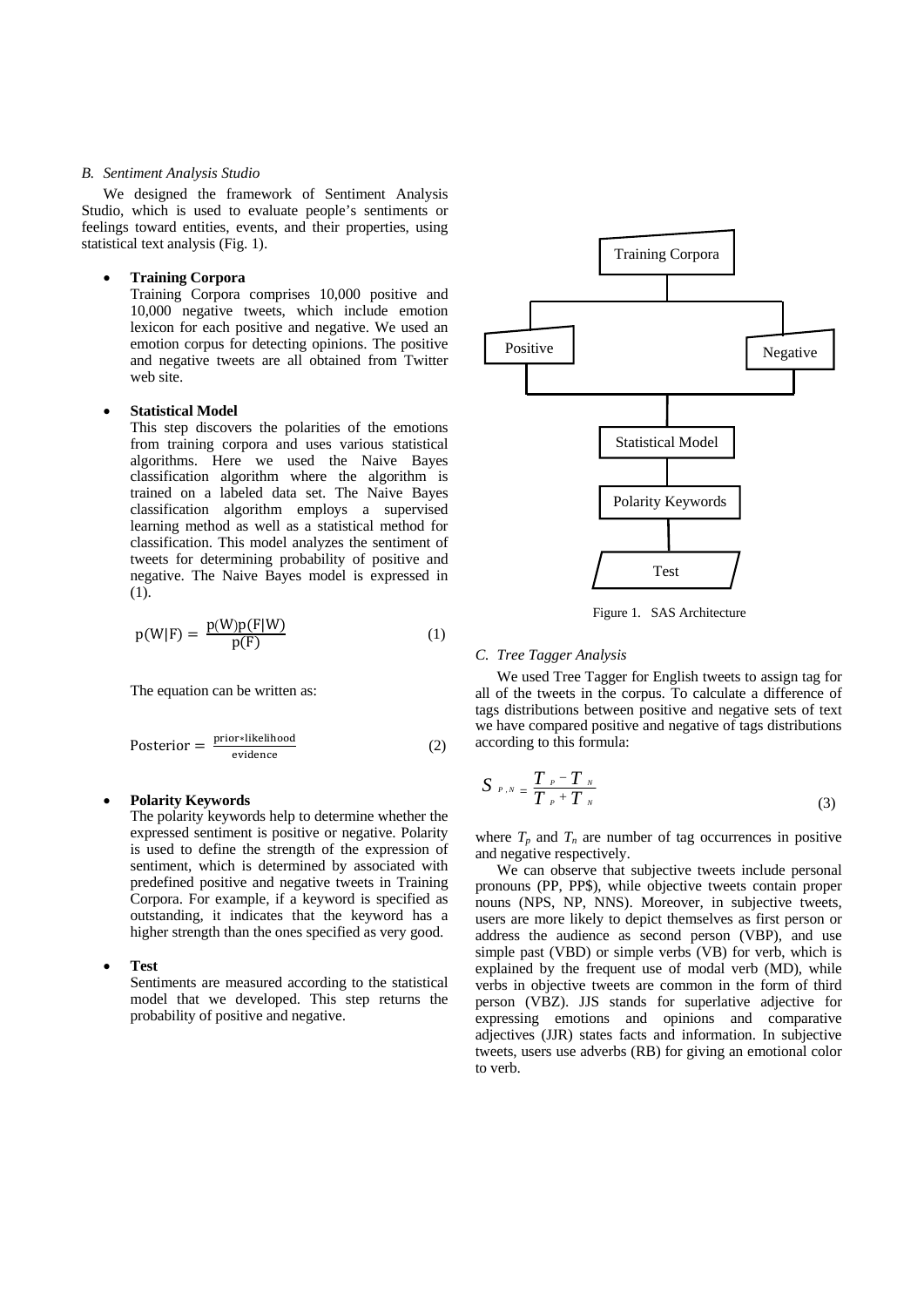### B. Sentiment Analysis Studio

We designed the framework of Sentiment Analysis Studio, which is used to evaluate people's sentiments or feelings toward entities, events, and their properties, using statistical text analysis (Fig. 1).

- **Training Corpora**
  Training Corpora comprises 10,000 positive and 10,000 negative tweets, which include emotion lexicon for each positive and negative. We used an emotion corpus for detecting opinions. The positive and negative tweets are all obtained from Twitter web site.

- **Statistical Model**
  This step discovers the polarities of the emotions from training corpora and uses various statistical algorithms. Here we used the Naive Bayes classification algorithm where the algorithm is trained on a labeled data set. The Naive Bayes classification algorithm employs a supervised learning method as well as a statistical method for classification. This model analyzes the sentiment of tweets for determining probability of positive and negative. The Naive Bayes model is expressed in (1).

$$p(W|F) = \frac{p(W)p(F|W)}{p(F)} \quad (1)$$

The equation can be written as:

$$\text{Posterior} = \frac{\text{prior} * \text{likelihood}}{\text{evidence}} \quad (2)$$

- **Polarity Keywords**
  The polarity keywords help to determine whether the expressed sentiment is positive or negative. Polarity is used to define the strength of the expression of sentiment, which is determined by associated with predefined positive and negative tweets in Training Corpora. For example, if a keyword is specified as outstanding, it indicates that the keyword has a higher strength than the ones specified as very good.

- **Test**
  Sentiments are measured according to the statistical model that we developed. This step returns the probability of positive and negative.

Training Corpora → Positive / Negative → Statistical Model → Polarity Keywords → Test

Figure 1. SAS Architecture

### C. Tree Tagger Analysis

We used Tree Tagger for English tweets to assign tag for all of the tweets in the corpus. To calculate a difference of tags distributions between positive and negative sets of text we have compared positive and negative of tags distributions according to this formula:

$$S_{P,N} = \frac{T_P - T_N}{T_P + T_N} \quad (3)$$

where $T_p$ and $T_n$ are number of tag occurrences in positive and negative respectively.

We can observe that subjective tweets include personal pronouns (PP, PP$), while objective tweets contain proper nouns (NPS, NP, NNS). Moreover, in subjective tweets, users are more likely to depict themselves as first person or address the audience as second person (VBP), and use simple past (VBD) or simple verbs (VB) for verb, which is explained by the frequent use of modal verb (MD), while verbs in objective tweets are common in the form of third person (VBZ). JJS stands for superlative adjective for expressing emotions and opinions and comparative adjectives (JJR) states facts and information. In subjective tweets, users use adverbs (RB) for giving an emotional color to verb.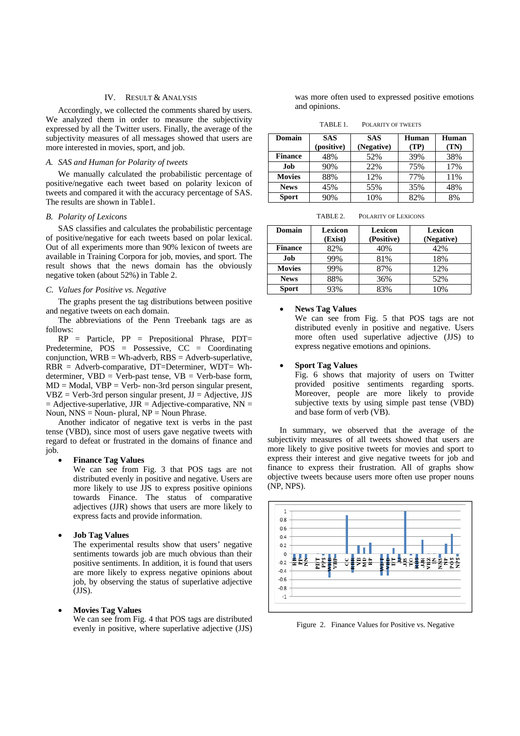## IV. RESULT & ANALYSIS

Accordingly, we collected the comments shared by users. We analyzed them in order to measure the subjectivity expressed by all the Twitter users. Finally, the average of the subjectivity measures of all messages showed that users are more interested in movies, sport, and job.

### *A. SAS and Human for Polarity of tweets*

We manually calculated the probabilistic percentage of positive/negative each tweet based on polarity lexicon of tweets and compared it with the accuracy percentage of SAS. The results are shown in Table1.

### *B. Polarity of Lexicons*

SAS classifies and calculates the probabilistic percentage of positive/negative for each tweets based on polar lexical. Out of all experiments more than 90% lexicon of tweets are available in Training Corpora for job, movies, and sport. The result shows that the news domain has the obviously negative token (about 52%) in Table 2.

### *C. Values for Positive vs. Negative*

The graphs present the tag distributions between positive and negative tweets on each domain.

The abbreviations of the Penn Treebank tags are as follows:

RP = Particle, PP = Prepositional Phrase, PDT= Predetermine, POS = Possessive, CC = Coordinating conjunction, WRB = Wh-adverb, RBS = Adverb-superlative, RBR = Adverb-comparative, DT=Determiner, WDT= Wh-determiner, VBD = Verb-past tense, VB = Verb-base form, MD = Modal, VBP = Verb- non-3rd person singular present, VBZ = Verb-3rd person singular present, JJ = Adjective, JJS = Adjective-superlative, JJR = Adjective-comparative, NN = Noun, NNS = Noun- plural, NP = Noun Phrase.

Another indicator of negative text is verbs in the past tense (VBD), since most of users gave negative tweets with regard to defeat or frustrated in the domains of finance and job.

- **Finance Tag Values**
  We can see from Fig. 3 that POS tags are not distributed evenly in positive and negative. Users are more likely to use JJS to express positive opinions towards Finance. The status of comparative adjectives (JJR) shows that users are more likely to express facts and provide information.

- **Job Tag Values**
  The experimental results show that users' negative sentiments towards job are much obvious than their positive sentiments. In addition, it is found that users are more likely to express negative opinions about job, by observing the status of superlative adjective (JJS).

- **Movies Tag Values**
  We can see from Fig. 4 that POS tags are distributed evenly in positive, where superlative adjective (JJS) was more often used to expressed positive emotions and opinions.

TABLE 1. POLARITY OF TWEETS

| Domain | SAS (positive) | SAS (Negative) | Human (TP) | Human (TN) |
|---|---|---|---|---|
| Finance | 48% | 52% | 39% | 38% |
| Job | 90% | 22% | 75% | 17% |
| Movies | 88% | 12% | 77% | 11% |
| News | 45% | 55% | 35% | 48% |
| Sport | 90% | 10% | 82% | 8% |

TABLE 2. POLARITY OF LEXICONS

| Domain | Lexicon (Exist) | Lexicon (Positive) | Lexicon (Negative) |
|---|---|---|---|
| Finance | 82% | 40% | 42% |
| Job | 99% | 81% | 18% |
| Movies | 99% | 87% | 12% |
| News | 88% | 36% | 52% |
| Sport | 93% | 83% | 10% |

- **News Tag Values**
  We can see from Fig. 5 that POS tags are not distributed evenly in positive and negative. Users more often used superlative adjective (JJS) to express negative emotions and opinions.

- **Sport Tag Values**
  Fig. 6 shows that majority of users on Twitter provided positive sentiments regarding sports. Moreover, people are more likely to provide subjective texts by using simple past tense (VBD) and base form of verb (VB).

In summary, we observed that the average of the subjectivity measures of all tweets showed that users are more likely to give positive tweets for movies and sport to express their interest and give negative tweets for job and finance to express their frustration. All of graphs show objective tweets because users more often use proper nouns (NP, NPS).

Figure 2. Finance Values for Positive vs. Negative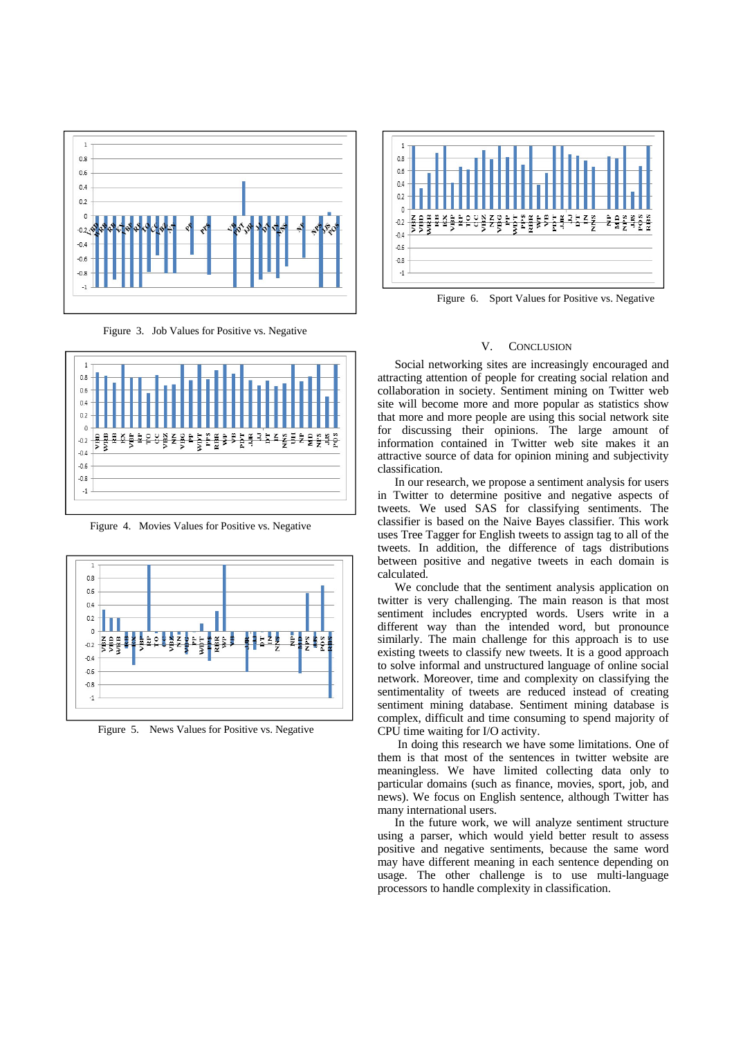1
0.8
0.6
0.4
0.2
0
-0.2
-0.4
-0.6
-0.8
-1

Figure 3. Job Values for Positive vs. Negative

1
0.8
0.6
0.4
0.2
0
-0.2
-0.4
-0.6
-0.8
-1

VBD WRB RB EX VBP RP TO CC VBZ NN VBG PP WDT PPS RBR WP VB PDT JJR JJ DT IN NNS UH NP MD NPS JJS POS

Figure 4. Movies Values for Positive vs. Negative

1
0.8
0.6
0.4
0.2
0
-0.2
-0.4
-0.6
-0.8
-1

VBN VBD WRB RB EX VBP RP TO CC VBZ NN VBG PP WDT PPS RBR WP VB JJR JJ DT IN NNS NP MD NPS JJS POS RBS

Figure 5. News Values for Positive vs. Negative

1
0.8
0.6
0.4
0.2
0
-0.2
-0.4
-0.6
-0.8
-1

VBN VBD WRB RB EX VBP RP TO CC VBZ NN VBG PP WDT PPS RBR WP VB PDT JJR JJ DT IN NNS NP MD NPS JJS POS RBS

Figure 6. Sport Values for Positive vs. Negative

## V. Conclusion

Social networking sites are increasingly encouraged and attracting attention of people for creating social relation and collaboration in society. Sentiment mining on Twitter web site will become more and more popular as statistics show that more and more people are using this social network site for discussing their opinions. The large amount of information contained in Twitter web site makes it an attractive source of data for opinion mining and subjectivity classification.

In our research, we propose a sentiment analysis for users in Twitter to determine positive and negative aspects of tweets. We used SAS for classifying sentiments. The classifier is based on the Naive Bayes classifier. This work uses Tree Tagger for English tweets to assign tag to all of the tweets. In addition, the difference of tags distributions between positive and negative tweets in each domain is calculated.

We conclude that the sentiment analysis application on twitter is very challenging. The main reason is that most sentiment includes encrypted words. Users write in a different way than the intended word, but pronounce similarly. The main challenge for this approach is to use existing tweets to classify new tweets. It is a good approach to solve informal and unstructured language of online social network. Moreover, time and complexity on classifying the sentimentality of tweets are reduced instead of creating sentiment mining database. Sentiment mining database is complex, difficult and time consuming to spend majority of CPU time waiting for I/O activity.

In doing this research we have some limitations. One of them is that most of the sentences in twitter website are meaningless. We have limited collecting data only to particular domains (such as finance, movies, sport, job, and news). We focus on English sentence, although Twitter has many international users.

In the future work, we will analyze sentiment structure using a parser, which would yield better result to assess positive and negative sentiments, because the same word may have different meaning in each sentence depending on usage. The other challenge is to use multi-language processors to handle complexity in classification.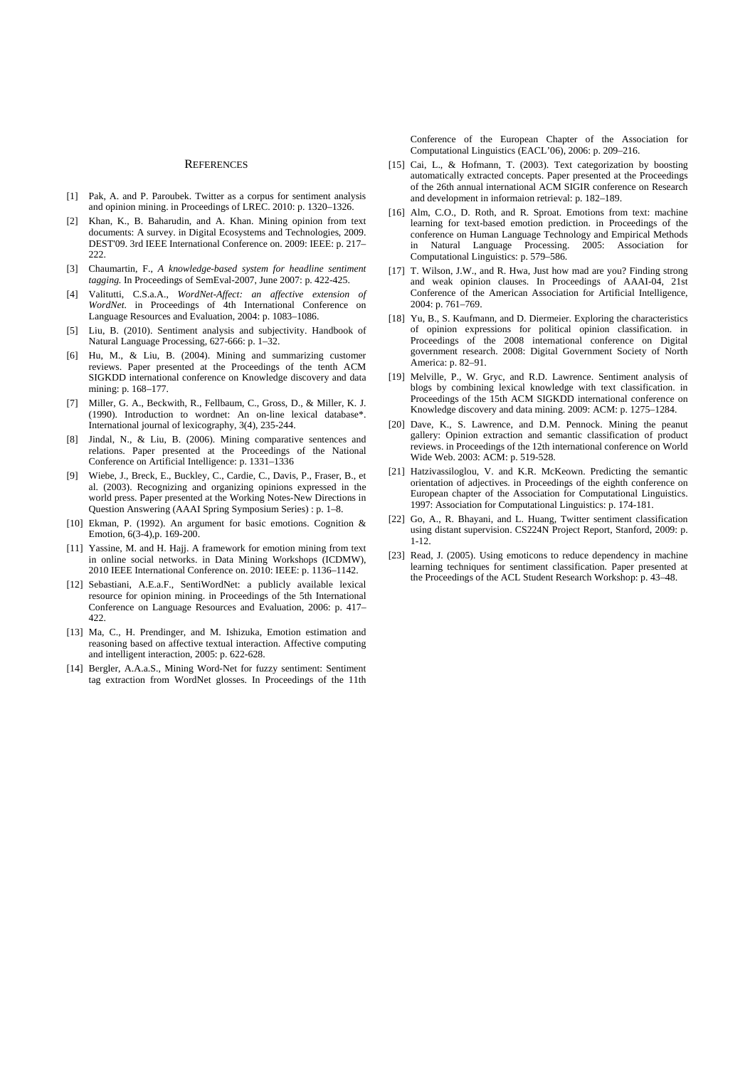# REFERENCES

[1] Pak, A. and P. Paroubek. Twitter as a corpus for sentiment analysis and opinion mining. in Proceedings of LREC. 2010: p. 1320–1326.

[2] Khan, K., B. Baharudin, and A. Khan. Mining opinion from text documents: A survey. in Digital Ecosystems and Technologies, 2009. DEST'09. 3rd IEEE International Conference on. 2009: IEEE: p. 217–222.

[3] Chaumartin, F., *A knowledge-based system for headline sentiment tagging.* In Proceedings of SemEval-2007, June 2007: p. 422-425.

[4] Valitutti, C.S.a.A., *WordNet-Affect: an affective extension of WordNet.* in Proceedings of 4th International Conference on Language Resources and Evaluation, 2004: p. 1083–1086.

[5] Liu, B. (2010). Sentiment analysis and subjectivity. Handbook of Natural Language Processing, 627-666: p. 1–32.

[6] Hu, M., & Liu, B. (2004). Mining and summarizing customer reviews. Paper presented at the Proceedings of the tenth ACM SIGKDD international conference on Knowledge discovery and data mining: p. 168–177.

[7] Miller, G. A., Beckwith, R., Fellbaum, C., Gross, D., & Miller, K. J. (1990). Introduction to wordnet: An on-line lexical database*. International journal of lexicography, 3(4), 235-244.

[8] Jindal, N., & Liu, B. (2006). Mining comparative sentences and relations. Paper presented at the Proceedings of the National Conference on Artificial Intelligence: p. 1331–1336

[9] Wiebe, J., Breck, E., Buckley, C., Cardie, C., Davis, P., Fraser, B., et al. (2003). Recognizing and organizing opinions expressed in the world press. Paper presented at the Working Notes-New Directions in Question Answering (AAAI Spring Symposium Series) : p. 1–8.

[10] Ekman, P. (1992). An argument for basic emotions. Cognition & Emotion, 6(3-4),p. 169-200.

[11] Yassine, M. and H. Hajj. A framework for emotion mining from text in online social networks. in Data Mining Workshops (ICDMW), 2010 IEEE International Conference on. 2010: IEEE: p. 1136–1142.

[12] Sebastiani, A.E.a.F., SentiWordNet: a publicly available lexical resource for opinion mining. in Proceedings of the 5th International Conference on Language Resources and Evaluation, 2006: p. 417–422.

[13] Ma, C., H. Prendinger, and M. Ishizuka, Emotion estimation and reasoning based on affective textual interaction. Affective computing and intelligent interaction, 2005: p. 622-628.

[14] Bergler, A.A.a.S., Mining Word-Net for fuzzy sentiment: Sentiment tag extraction from WordNet glosses. In Proceedings of the 11th Conference of the European Chapter of the Association for Computational Linguistics (EACL'06), 2006: p. 209–216.

[15] Cai, L., & Hofmann, T. (2003). Text categorization by boosting automatically extracted concepts. Paper presented at the Proceedings of the 26th annual international ACM SIGIR conference on Research and development in informaion retrieval: p. 182–189.

[16] Alm, C.O., D. Roth, and R. Sproat. Emotions from text: machine learning for text-based emotion prediction. in Proceedings of the conference on Human Language Technology and Empirical Methods in Natural Language Processing. 2005: Association for Computational Linguistics: p. 579–586.

[17] T. Wilson, J.W., and R. Hwa, Just how mad are you? Finding strong and weak opinion clauses. In Proceedings of AAAI-04, 21st Conference of the American Association for Artificial Intelligence, 2004: p. 761–769.

[18] Yu, B., S. Kaufmann, and D. Diermeier. Exploring the characteristics of opinion expressions for political opinion classification. in Proceedings of the 2008 international conference on Digital government research. 2008: Digital Government Society of North America: p. 82–91.

[19] Melville, P., W. Gryc, and R.D. Lawrence. Sentiment analysis of blogs by combining lexical knowledge with text classification. in Proceedings of the 15th ACM SIGKDD international conference on Knowledge discovery and data mining. 2009: ACM: p. 1275–1284.

[20] Dave, K., S. Lawrence, and D.M. Pennock. Mining the peanut gallery: Opinion extraction and semantic classification of product reviews. in Proceedings of the 12th international conference on World Wide Web. 2003: ACM: p. 519-528.

[21] Hatzivassiloglou, V. and K.R. McKeown. Predicting the semantic orientation of adjectives. in Proceedings of the eighth conference on European chapter of the Association for Computational Linguistics. 1997: Association for Computational Linguistics: p. 174-181.

[22] Go, A., R. Bhayani, and L. Huang, Twitter sentiment classification using distant supervision. CS224N Project Report, Stanford, 2009: p. 1-12.

[23] Read, J. (2005). Using emoticons to reduce dependency in machine learning techniques for sentiment classification. Paper presented at the Proceedings of the ACL Student Research Workshop: p. 43–48.